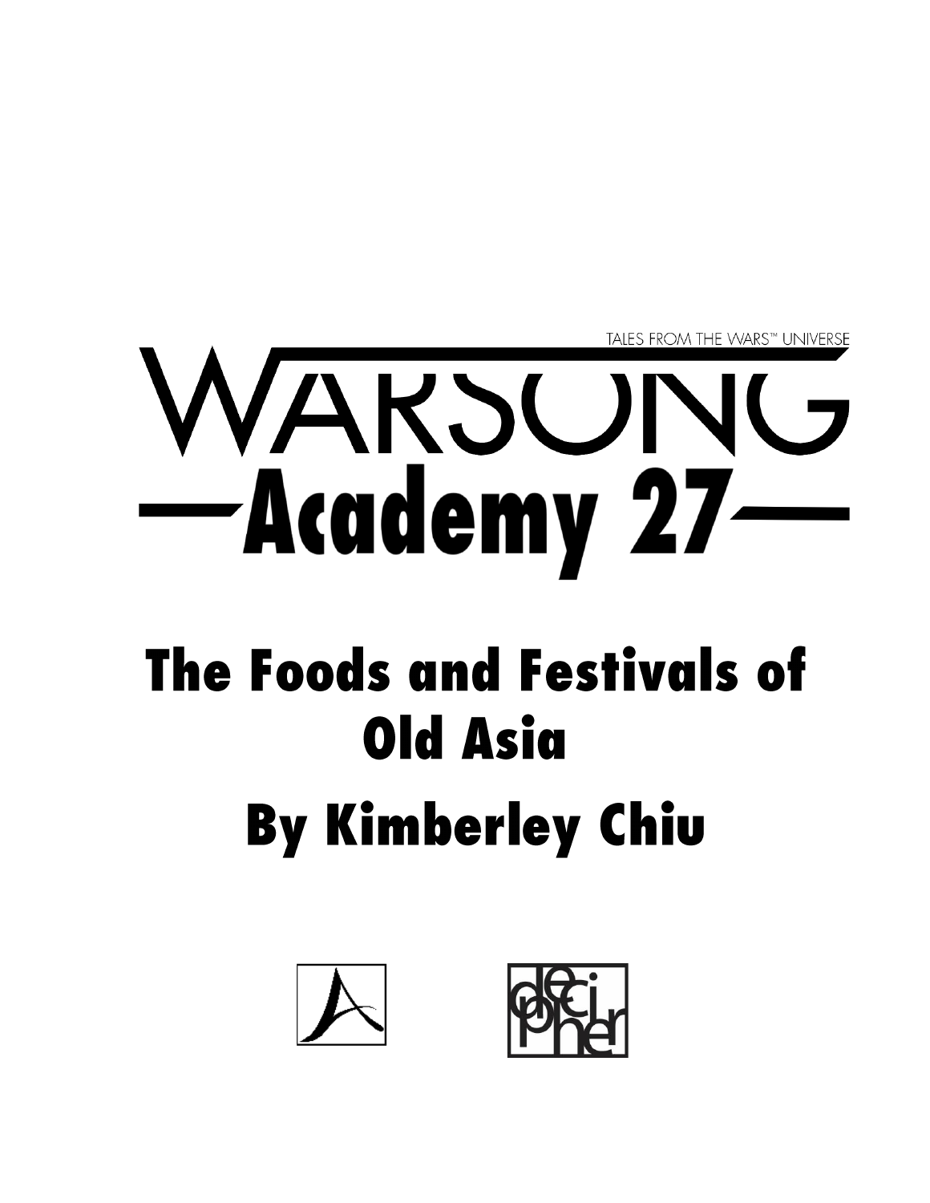TALES FROM THE WARS™ UNIVERSE

# WARSONG

## Academy 27

# The Foods and Festivals of Old Asia

## By Kimberley Chiu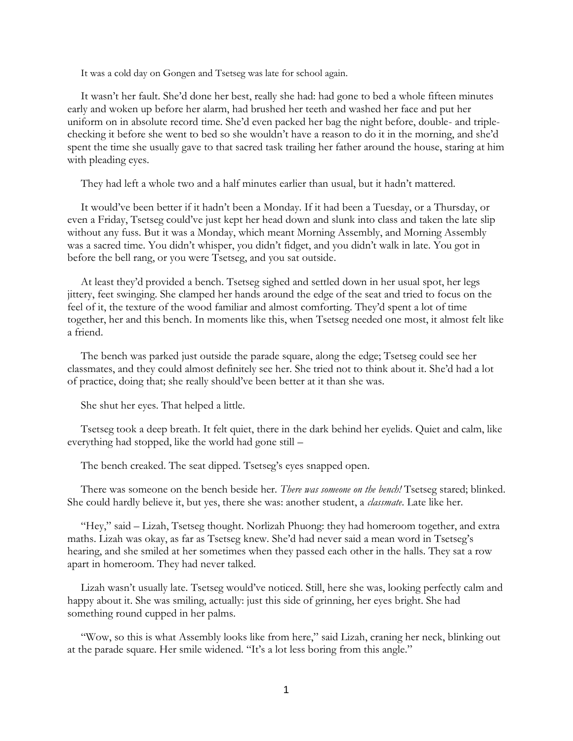It was a cold day on Gongen and Tsetseg was late for school again.

It wasn't her fault. She'd done her best, really she had: had gone to bed a whole fifteen minutes early and woken up before her alarm, had brushed her teeth and washed her face and put her uniform on in absolute record time. She'd even packed her bag the night before, double- and triple-checking it before she went to bed so she wouldn't have a reason to do it in the morning, and she'd spent the time she usually gave to that sacred task trailing her father around the house, staring at him with pleading eyes.

They had left a whole two and a half minutes earlier than usual, but it hadn't mattered.

It would've been better if it hadn't been a Monday. If it had been a Tuesday, or a Thursday, or even a Friday, Tsetseg could've just kept her head down and slunk into class and taken the late slip without any fuss. But it was a Monday, which meant Morning Assembly, and Morning Assembly was a sacred time. You didn't whisper, you didn't fidget, and you didn't walk in late. You got in before the bell rang, or you were Tsetseg, and you sat outside.

At least they'd provided a bench. Tsetseg sighed and settled down in her usual spot, her legs jittery, feet swinging. She clamped her hands around the edge of the seat and tried to focus on the feel of it, the texture of the wood familiar and almost comforting. They'd spent a lot of time together, her and this bench. In moments like this, when Tsetseg needed one most, it almost felt like a friend.

The bench was parked just outside the parade square, along the edge; Tsetseg could see her classmates, and they could almost definitely see her. She tried not to think about it. She'd had a lot of practice, doing that; she really should've been better at it than she was.

She shut her eyes. That helped a little.

Tsetseg took a deep breath. It felt quiet, there in the dark behind her eyelids. Quiet and calm, like everything had stopped, like the world had gone still –

The bench creaked. The seat dipped. Tsetseg's eyes snapped open.

There was someone on the bench beside her. *There was someone on the bench!* Tsetseg stared; blinked. She could hardly believe it, but yes, there she was: another student, a *classmate*. Late like her.

"Hey," said – Lizah, Tsetseg thought. Norlizah Phuong: they had homeroom together, and extra maths. Lizah was okay, as far as Tsetseg knew. She'd had never said a mean word in Tsetseg's hearing, and she smiled at her sometimes when they passed each other in the halls. They sat a row apart in homeroom. They had never talked.

Lizah wasn't usually late. Tsetseg would've noticed. Still, here she was, looking perfectly calm and happy about it. She was smiling, actually: just this side of grinning, her eyes bright. She had something round cupped in her palms.

"Wow, so this is what Assembly looks like from here," said Lizah, craning her neck, blinking out at the parade square. Her smile widened. "It's a lot less boring from this angle."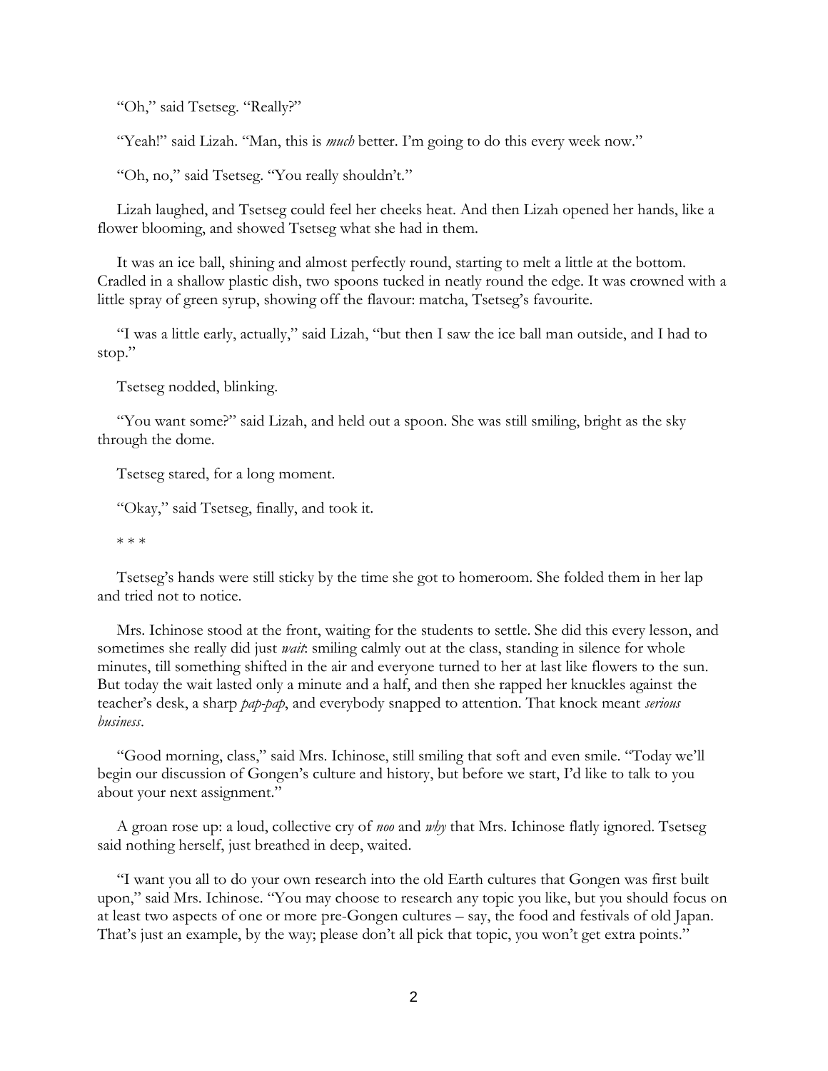"Oh," said Tsetseg. "Really?"

"Yeah!" said Lizah. "Man, this is *much* better. I'm going to do this every week now."

"Oh, no," said Tsetseg. "You really shouldn't."

Lizah laughed, and Tsetseg could feel her cheeks heat. And then Lizah opened her hands, like a flower blooming, and showed Tsetseg what she had in them.

It was an ice ball, shining and almost perfectly round, starting to melt a little at the bottom. Cradled in a shallow plastic dish, two spoons tucked in neatly round the edge. It was crowned with a little spray of green syrup, showing off the flavour: matcha, Tsetseg's favourite.

"I was a little early, actually," said Lizah, "but then I saw the ice ball man outside, and I had to stop."

Tsetseg nodded, blinking.

"You want some?" said Lizah, and held out a spoon. She was still smiling, bright as the sky through the dome.

Tsetseg stared, for a long moment.

"Okay," said Tsetseg, finally, and took it.

\* \* \*

Tsetseg's hands were still sticky by the time she got to homeroom. She folded them in her lap and tried not to notice.

Mrs. Ichinose stood at the front, waiting for the students to settle. She did this every lesson, and sometimes she really did just *wait*: smiling calmly out at the class, standing in silence for whole minutes, till something shifted in the air and everyone turned to her at last like flowers to the sun. But today the wait lasted only a minute and a half, and then she rapped her knuckles against the teacher's desk, a sharp *pap-pap*, and everybody snapped to attention. That knock meant *serious business*.

"Good morning, class," said Mrs. Ichinose, still smiling that soft and even smile. "Today we'll begin our discussion of Gongen's culture and history, but before we start, I'd like to talk to you about your next assignment."

A groan rose up: a loud, collective cry of *noo* and *why* that Mrs. Ichinose flatly ignored. Tsetseg said nothing herself, just breathed in deep, waited.

"I want you all to do your own research into the old Earth cultures that Gongen was first built upon," said Mrs. Ichinose. "You may choose to research any topic you like, but you should focus on at least two aspects of one or more pre-Gongen cultures – say, the food and festivals of old Japan. That's just an example, by the way; please don't all pick that topic, you won't get extra points."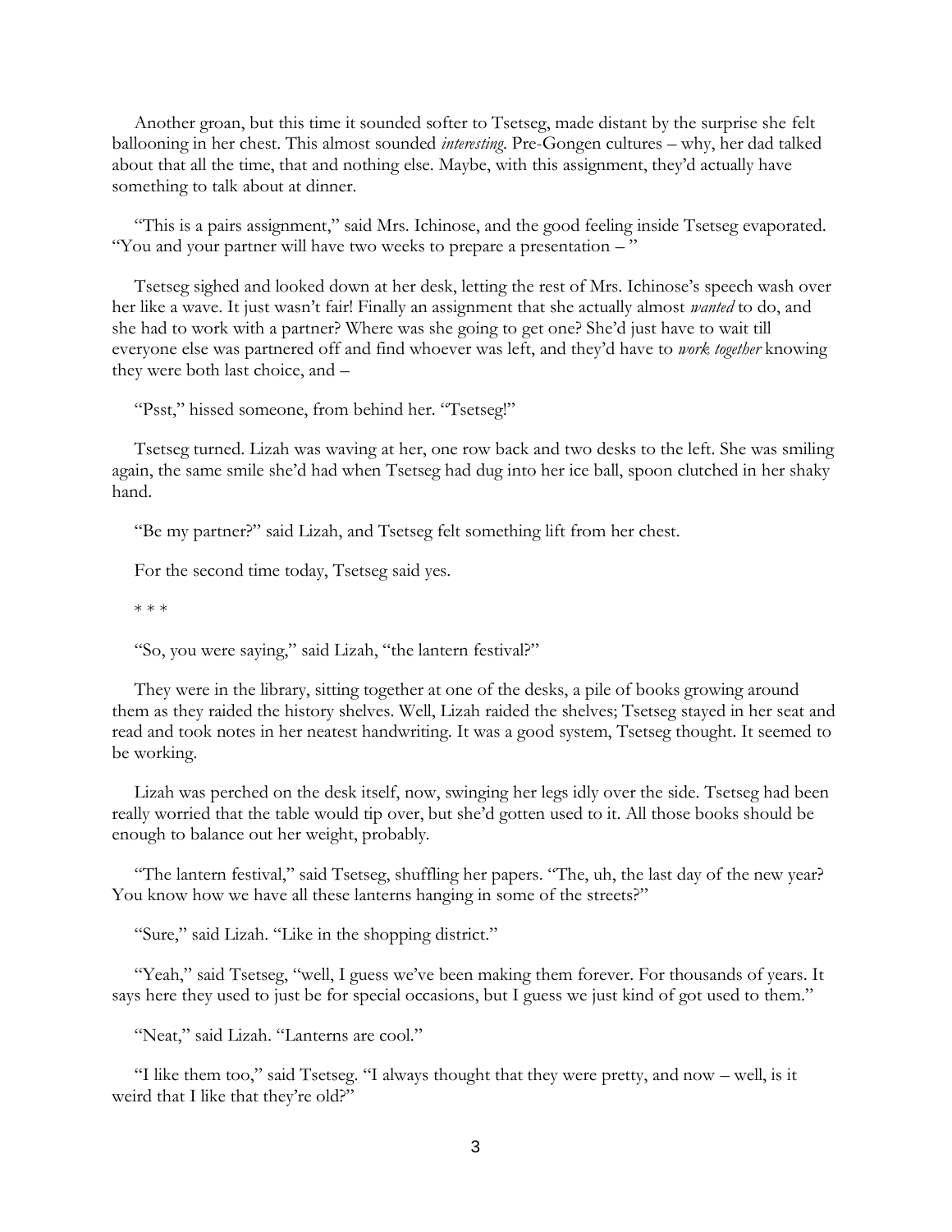Another groan, but this time it sounded softer to Tsetseg, made distant by the surprise she felt ballooning in her chest. This almost sounded *interesting*. Pre-Gongen cultures – why, her dad talked about that all the time, that and nothing else. Maybe, with this assignment, they'd actually have something to talk about at dinner.

"This is a pairs assignment," said Mrs. Ichinose, and the good feeling inside Tsetseg evaporated. "You and your partner will have two weeks to prepare a presentation – "

Tsetseg sighed and looked down at her desk, letting the rest of Mrs. Ichinose's speech wash over her like a wave. It just wasn't fair! Finally an assignment that she actually almost *wanted* to do, and she had to work with a partner? Where was she going to get one? She'd just have to wait till everyone else was partnered off and find whoever was left, and they'd have to *work together* knowing they were both last choice, and –

"Psst," hissed someone, from behind her. "Tsetseg!"

Tsetseg turned. Lizah was waving at her, one row back and two desks to the left. She was smiling again, the same smile she'd had when Tsetseg had dug into her ice ball, spoon clutched in her shaky hand.

"Be my partner?" said Lizah, and Tsetseg felt something lift from her chest.

For the second time today, Tsetseg said yes.

\* \* \*

"So, you were saying," said Lizah, "the lantern festival?"

They were in the library, sitting together at one of the desks, a pile of books growing around them as they raided the history shelves. Well, Lizah raided the shelves; Tsetseg stayed in her seat and read and took notes in her neatest handwriting. It was a good system, Tsetseg thought. It seemed to be working.

Lizah was perched on the desk itself, now, swinging her legs idly over the side. Tsetseg had been really worried that the table would tip over, but she'd gotten used to it. All those books should be enough to balance out her weight, probably.

"The lantern festival," said Tsetseg, shuffling her papers. "The, uh, the last day of the new year? You know how we have all these lanterns hanging in some of the streets?"

"Sure," said Lizah. "Like in the shopping district."

"Yeah," said Tsetseg, "well, I guess we've been making them forever. For thousands of years. It says here they used to just be for special occasions, but I guess we just kind of got used to them."

"Neat," said Lizah. "Lanterns are cool."

"I like them too," said Tsetseg. "I always thought that they were pretty, and now – well, is it weird that I like that they're old?"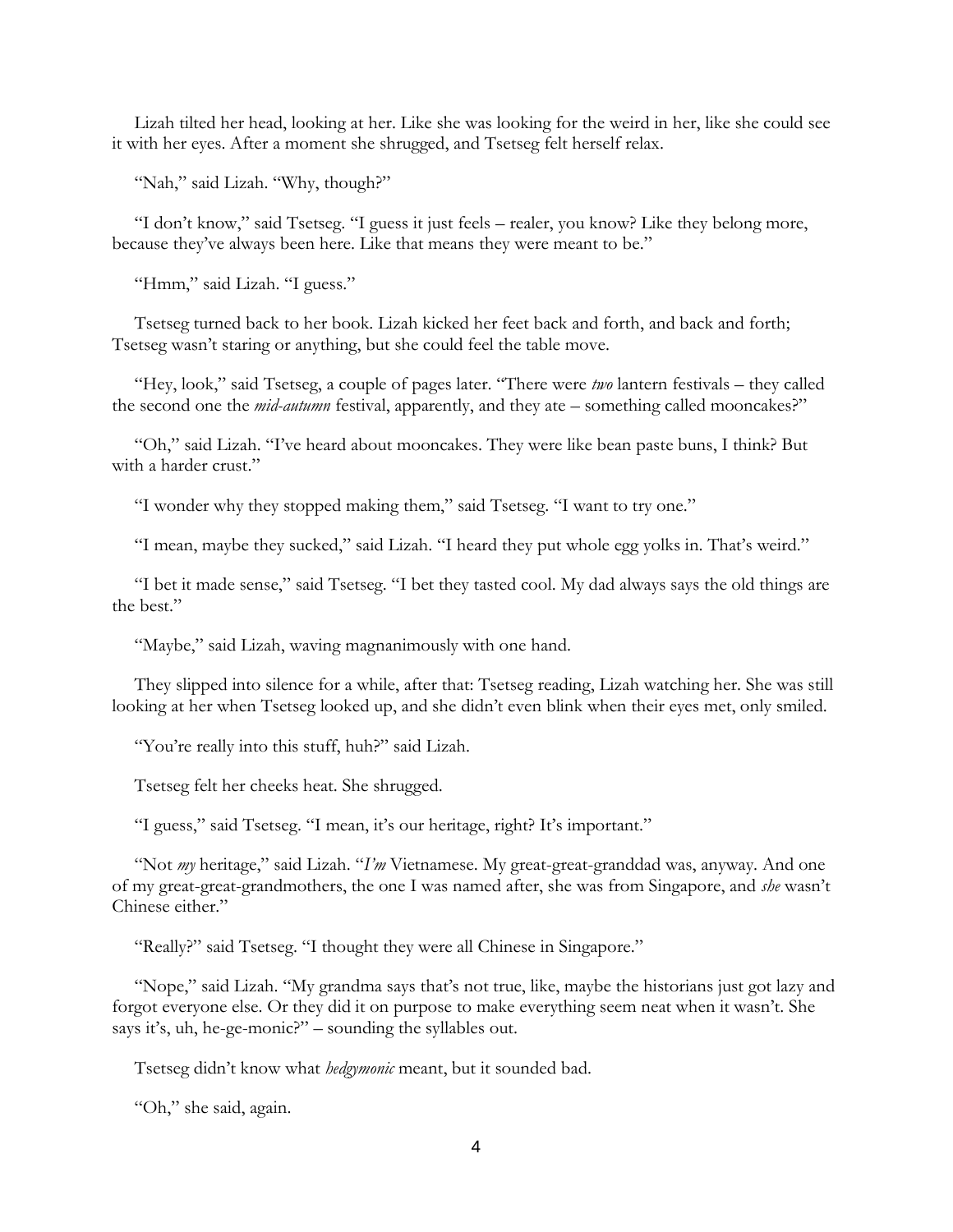Lizah tilted her head, looking at her. Like she was looking for the weird in her, like she could see it with her eyes. After a moment she shrugged, and Tsetseg felt herself relax.

"Nah," said Lizah. "Why, though?"

"I don't know," said Tsetseg. "I guess it just feels – realer, you know? Like they belong more, because they've always been here. Like that means they were meant to be."

"Hmm," said Lizah. "I guess."

Tsetseg turned back to her book. Lizah kicked her feet back and forth, and back and forth; Tsetseg wasn't staring or anything, but she could feel the table move.

"Hey, look," said Tsetseg, a couple of pages later. "There were *two* lantern festivals – they called the second one the *mid-autumn* festival, apparently, and they ate – something called mooncakes?"

"Oh," said Lizah. "I've heard about mooncakes. They were like bean paste buns, I think? But with a harder crust."

"I wonder why they stopped making them," said Tsetseg. "I want to try one."

"I mean, maybe they sucked," said Lizah. "I heard they put whole egg yolks in. That's weird."

"I bet it made sense," said Tsetseg. "I bet they tasted cool. My dad always says the old things are the best."

"Maybe," said Lizah, waving magnanimously with one hand.

They slipped into silence for a while, after that: Tsetseg reading, Lizah watching her. She was still looking at her when Tsetseg looked up, and she didn't even blink when their eyes met, only smiled.

"You're really into this stuff, huh?" said Lizah.

Tsetseg felt her cheeks heat. She shrugged.

"I guess," said Tsetseg. "I mean, it's our heritage, right? It's important."

"Not *my* heritage," said Lizah. "*I'm* Vietnamese. My great-great-granddad was, anyway. And one of my great-great-grandmothers, the one I was named after, she was from Singapore, and *she* wasn't Chinese either."

"Really?" said Tsetseg. "I thought they were all Chinese in Singapore."

"Nope," said Lizah. "My grandma says that's not true, like, maybe the historians just got lazy and forgot everyone else. Or they did it on purpose to make everything seem neat when it wasn't. She says it's, uh, he-ge-monic?" – sounding the syllables out.

Tsetseg didn't know what *hedgymonic* meant, but it sounded bad.

"Oh," she said, again.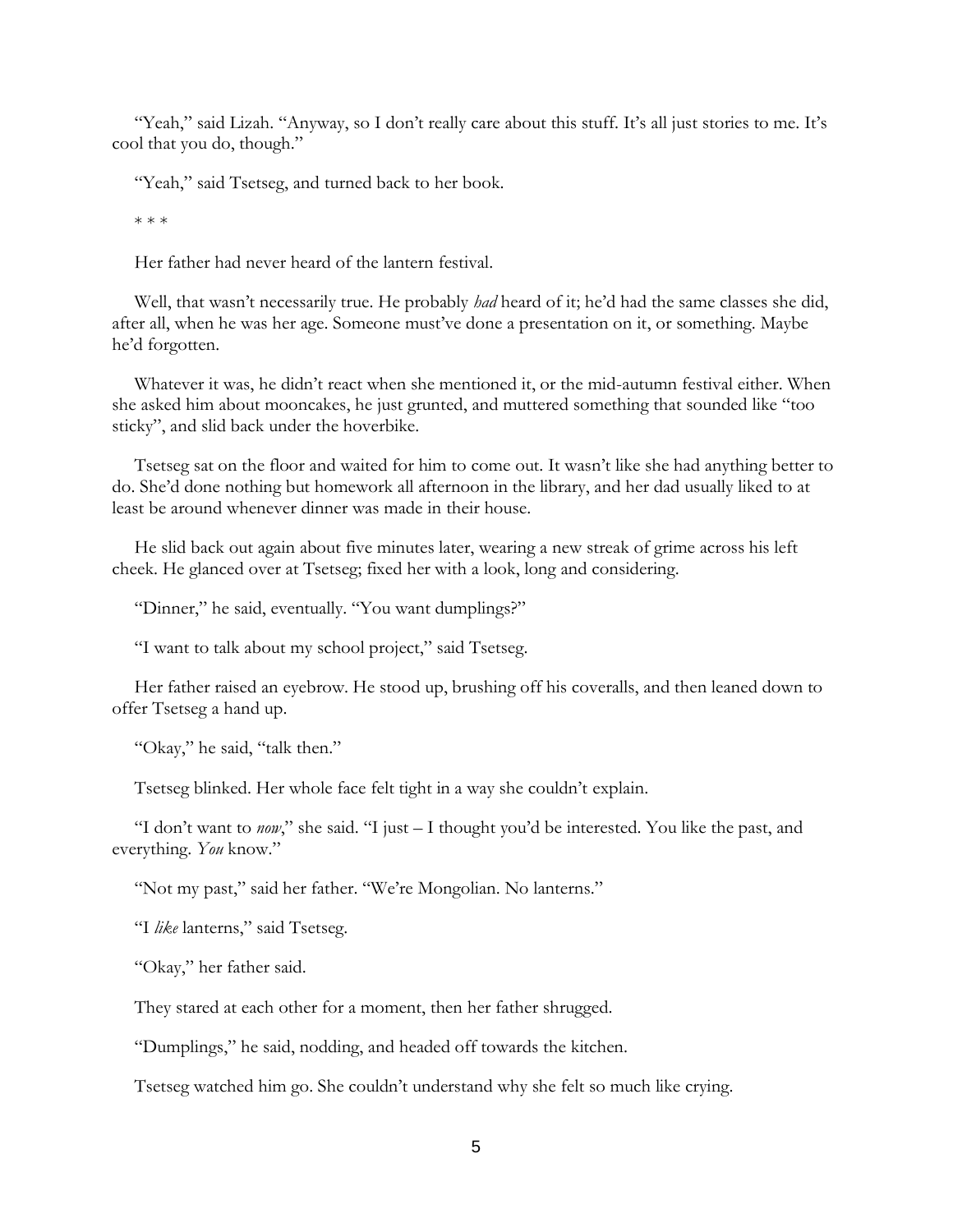"Yeah," said Lizah. "Anyway, so I don't really care about this stuff. It's all just stories to me. It's cool that you do, though."

"Yeah," said Tsetseg, and turned back to her book.

* * *

Her father had never heard of the lantern festival.

Well, that wasn't necessarily true. He probably *had* heard of it; he'd had the same classes she did, after all, when he was her age. Someone must've done a presentation on it, or something. Maybe he'd forgotten.

Whatever it was, he didn't react when she mentioned it, or the mid-autumn festival either. When she asked him about mooncakes, he just grunted, and muttered something that sounded like "too sticky", and slid back under the hoverbike.

Tsetseg sat on the floor and waited for him to come out. It wasn't like she had anything better to do. She'd done nothing but homework all afternoon in the library, and her dad usually liked to at least be around whenever dinner was made in their house.

He slid back out again about five minutes later, wearing a new streak of grime across his left cheek. He glanced over at Tsetseg; fixed her with a look, long and considering.

"Dinner," he said, eventually. "You want dumplings?"

"I want to talk about my school project," said Tsetseg.

Her father raised an eyebrow. He stood up, brushing off his coveralls, and then leaned down to offer Tsetseg a hand up.

"Okay," he said, "talk then."

Tsetseg blinked. Her whole face felt tight in a way she couldn't explain.

"I don't want to *now*," she said. "I just – I thought you'd be interested. You like the past, and everything. *You* know."

"Not my past," said her father. "We're Mongolian. No lanterns."

"I *like* lanterns," said Tsetseg.

"Okay," her father said.

They stared at each other for a moment, then her father shrugged.

"Dumplings," he said, nodding, and headed off towards the kitchen.

Tsetseg watched him go. She couldn't understand why she felt so much like crying.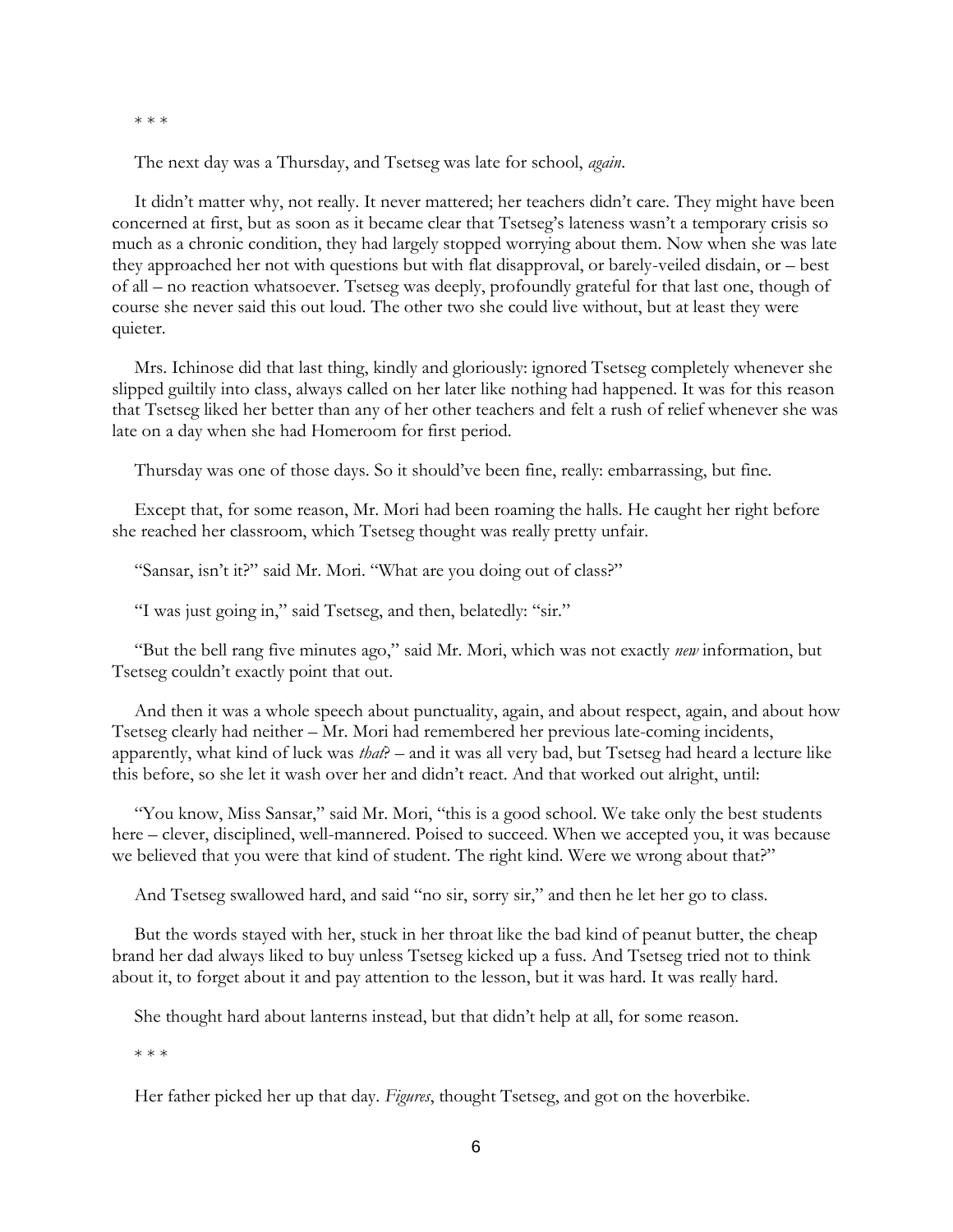\* \* \*

The next day was a Thursday, and Tsetseg was late for school, *again*.

It didn't matter why, not really. It never mattered; her teachers didn't care. They might have been concerned at first, but as soon as it became clear that Tsetseg's lateness wasn't a temporary crisis so much as a chronic condition, they had largely stopped worrying about them. Now when she was late they approached her not with questions but with flat disapproval, or barely-veiled disdain, or – best of all – no reaction whatsoever. Tsetseg was deeply, profoundly grateful for that last one, though of course she never said this out loud. The other two she could live without, but at least they were quieter.

Mrs. Ichinose did that last thing, kindly and gloriously: ignored Tsetseg completely whenever she slipped guiltily into class, always called on her later like nothing had happened. It was for this reason that Tsetseg liked her better than any of her other teachers and felt a rush of relief whenever she was late on a day when she had Homeroom for first period.

Thursday was one of those days. So it should've been fine, really: embarrassing, but fine.

Except that, for some reason, Mr. Mori had been roaming the halls. He caught her right before she reached her classroom, which Tsetseg thought was really pretty unfair.

"Sansar, isn't it?" said Mr. Mori. "What are you doing out of class?"

"I was just going in," said Tsetseg, and then, belatedly: "sir."

"But the bell rang five minutes ago," said Mr. Mori, which was not exactly *new* information, but Tsetseg couldn't exactly point that out.

And then it was a whole speech about punctuality, again, and about respect, again, and about how Tsetseg clearly had neither – Mr. Mori had remembered her previous late-coming incidents, apparently, what kind of luck was *that*? – and it was all very bad, but Tsetseg had heard a lecture like this before, so she let it wash over her and didn't react. And that worked out alright, until:

"You know, Miss Sansar," said Mr. Mori, "this is a good school. We take only the best students here – clever, disciplined, well-mannered. Poised to succeed. When we accepted you, it was because we believed that you were that kind of student. The right kind. Were we wrong about that?"

And Tsetseg swallowed hard, and said "no sir, sorry sir," and then he let her go to class.

But the words stayed with her, stuck in her throat like the bad kind of peanut butter, the cheap brand her dad always liked to buy unless Tsetseg kicked up a fuss. And Tsetseg tried not to think about it, to forget about it and pay attention to the lesson, but it was hard. It was really hard.

She thought hard about lanterns instead, but that didn't help at all, for some reason.

\* \* \*

Her father picked her up that day. *Figures*, thought Tsetseg, and got on the hoverbike.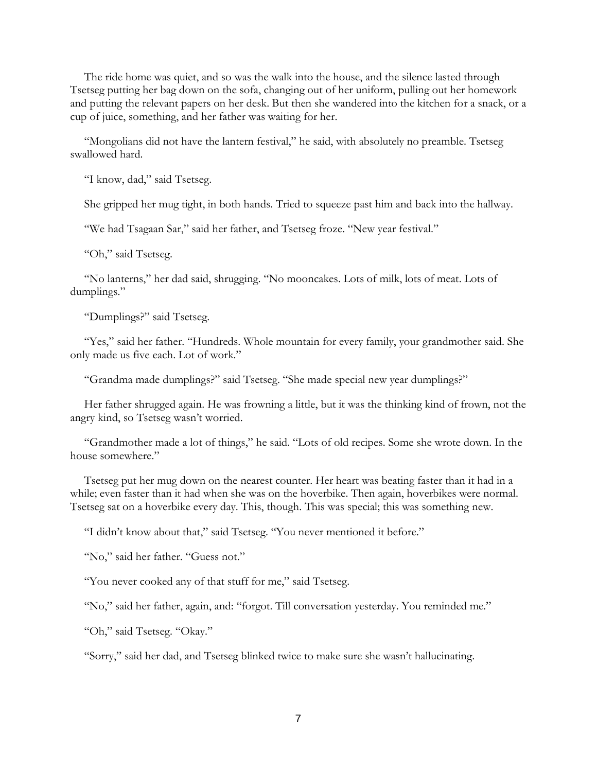The ride home was quiet, and so was the walk into the house, and the silence lasted through Tsetseg putting her bag down on the sofa, changing out of her uniform, pulling out her homework and putting the relevant papers on her desk. But then she wandered into the kitchen for a snack, or a cup of juice, something, and her father was waiting for her.

"Mongolians did not have the lantern festival," he said, with absolutely no preamble. Tsetseg swallowed hard.

"I know, dad," said Tsetseg.

She gripped her mug tight, in both hands. Tried to squeeze past him and back into the hallway.

"We had Tsagaan Sar," said her father, and Tsetseg froze. "New year festival."

"Oh," said Tsetseg.

"No lanterns," her dad said, shrugging. "No mooncakes. Lots of milk, lots of meat. Lots of dumplings."

"Dumplings?" said Tsetseg.

"Yes," said her father. "Hundreds. Whole mountain for every family, your grandmother said. She only made us five each. Lot of work."

"Grandma made dumplings?" said Tsetseg. "She made special new year dumplings?"

Her father shrugged again. He was frowning a little, but it was the thinking kind of frown, not the angry kind, so Tsetseg wasn't worried.

"Grandmother made a lot of things," he said. "Lots of old recipes. Some she wrote down. In the house somewhere."

Tsetseg put her mug down on the nearest counter. Her heart was beating faster than it had in a while; even faster than it had when she was on the hoverbike. Then again, hoverbikes were normal. Tsetseg sat on a hoverbike every day. This, though. This was special; this was something new.

"I didn't know about that," said Tsetseg. "You never mentioned it before."

"No," said her father. "Guess not."

"You never cooked any of that stuff for me," said Tsetseg.

"No," said her father, again, and: "forgot. Till conversation yesterday. You reminded me."

"Oh," said Tsetseg. "Okay."

"Sorry," said her dad, and Tsetseg blinked twice to make sure she wasn't hallucinating.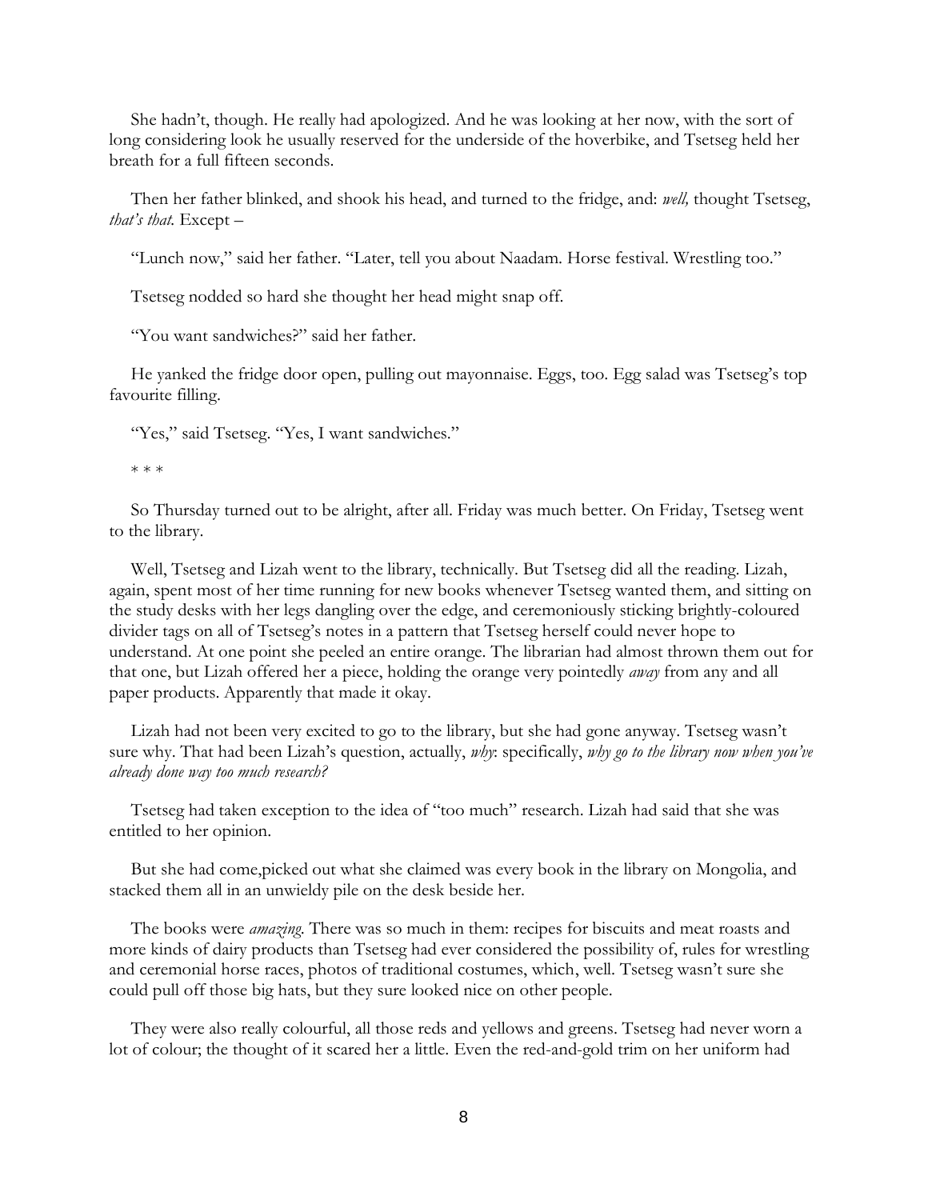She hadn't, though. He really had apologized. And he was looking at her now, with the sort of long considering look he usually reserved for the underside of the hoverbike, and Tsetseg held her breath for a full fifteen seconds.

Then her father blinked, and shook his head, and turned to the fridge, and: *well,* thought Tsetseg, *that's that.* Except –

"Lunch now," said her father. "Later, tell you about Naadam. Horse festival. Wrestling too."

Tsetseg nodded so hard she thought her head might snap off.

"You want sandwiches?" said her father.

He yanked the fridge door open, pulling out mayonnaise. Eggs, too. Egg salad was Tsetseg's top favourite filling.

"Yes," said Tsetseg. "Yes, I want sandwiches."

\* \* \*

So Thursday turned out to be alright, after all. Friday was much better. On Friday, Tsetseg went to the library.

Well, Tsetseg and Lizah went to the library, technically. But Tsetseg did all the reading. Lizah, again, spent most of her time running for new books whenever Tsetseg wanted them, and sitting on the study desks with her legs dangling over the edge, and ceremoniously sticking brightly-coloured divider tags on all of Tsetseg's notes in a pattern that Tsetseg herself could never hope to understand. At one point she peeled an entire orange. The librarian had almost thrown them out for that one, but Lizah offered her a piece, holding the orange very pointedly *away* from any and all paper products. Apparently that made it okay.

Lizah had not been very excited to go to the library, but she had gone anyway. Tsetseg wasn't sure why. That had been Lizah's question, actually, *why*: specifically, *why go to the library now when you've already done way too much research?*

Tsetseg had taken exception to the idea of "too much" research. Lizah had said that she was entitled to her opinion.

But she had come,picked out what she claimed was every book in the library on Mongolia, and stacked them all in an unwieldy pile on the desk beside her.

The books were *amazing*. There was so much in them: recipes for biscuits and meat roasts and more kinds of dairy products than Tsetseg had ever considered the possibility of, rules for wrestling and ceremonial horse races, photos of traditional costumes, which, well. Tsetseg wasn't sure she could pull off those big hats, but they sure looked nice on other people.

They were also really colourful, all those reds and yellows and greens. Tsetseg had never worn a lot of colour; the thought of it scared her a little. Even the red-and-gold trim on her uniform had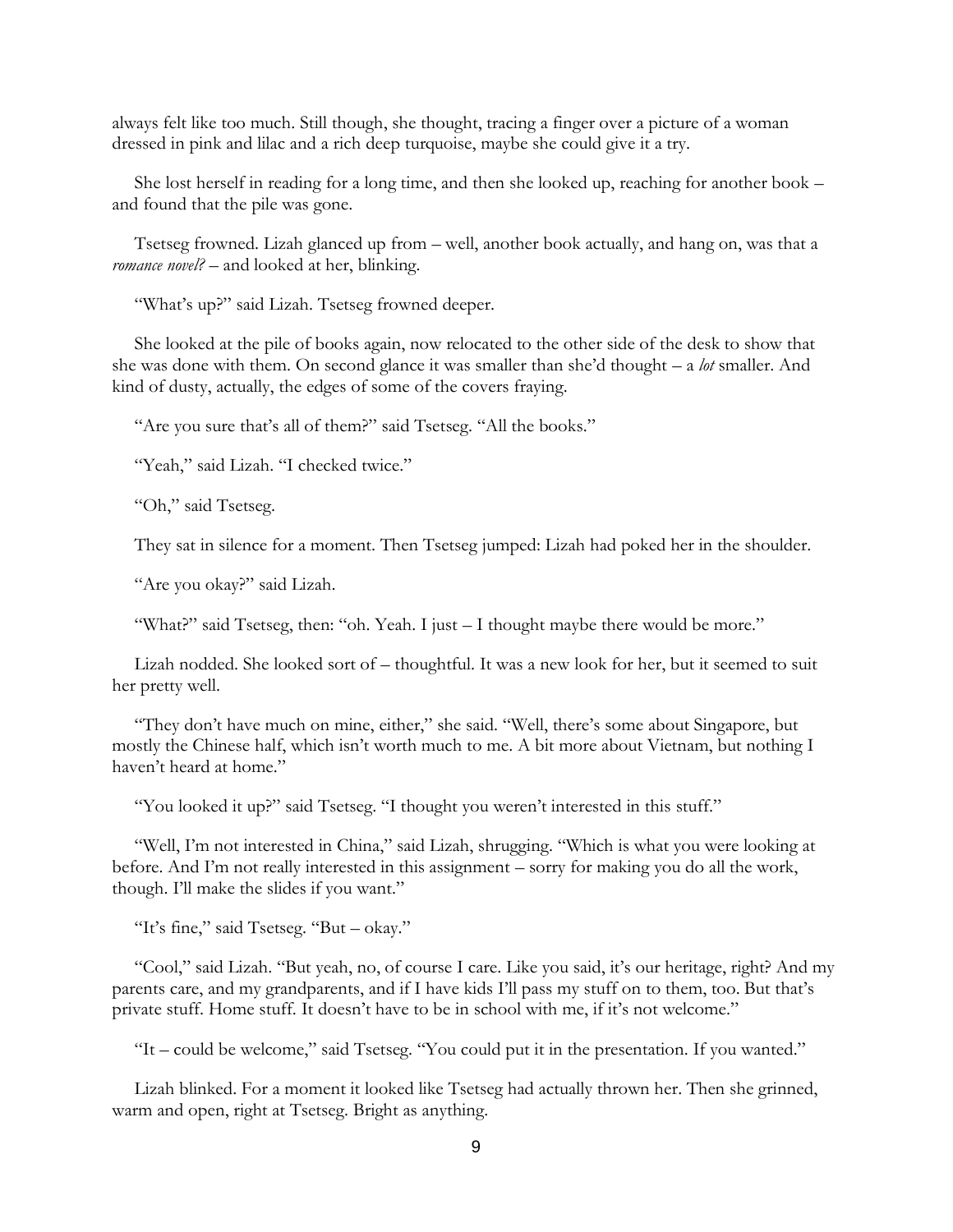always felt like too much. Still though, she thought, tracing a finger over a picture of a woman dressed in pink and lilac and a rich deep turquoise, maybe she could give it a try.

She lost herself in reading for a long time, and then she looked up, reaching for another book – and found that the pile was gone.

Tsetseg frowned. Lizah glanced up from – well, another book actually, and hang on, was that a *romance novel?* – and looked at her, blinking.

"What's up?" said Lizah. Tsetseg frowned deeper.

She looked at the pile of books again, now relocated to the other side of the desk to show that she was done with them. On second glance it was smaller than she'd thought – a *lot* smaller. And kind of dusty, actually, the edges of some of the covers fraying.

"Are you sure that's all of them?" said Tsetseg. "All the books."

"Yeah," said Lizah. "I checked twice."

"Oh," said Tsetseg.

They sat in silence for a moment. Then Tsetseg jumped: Lizah had poked her in the shoulder.

"Are you okay?" said Lizah.

"What?" said Tsetseg, then: "oh. Yeah. I just – I thought maybe there would be more."

Lizah nodded. She looked sort of – thoughtful. It was a new look for her, but it seemed to suit her pretty well.

"They don't have much on mine, either," she said. "Well, there's some about Singapore, but mostly the Chinese half, which isn't worth much to me. A bit more about Vietnam, but nothing I haven't heard at home."

"You looked it up?" said Tsetseg. "I thought you weren't interested in this stuff."

"Well, I'm not interested in China," said Lizah, shrugging. "Which is what you were looking at before. And I'm not really interested in this assignment – sorry for making you do all the work, though. I'll make the slides if you want."

"It's fine," said Tsetseg. "But – okay."

"Cool," said Lizah. "But yeah, no, of course I care. Like you said, it's our heritage, right? And my parents care, and my grandparents, and if I have kids I'll pass my stuff on to them, too. But that's private stuff. Home stuff. It doesn't have to be in school with me, if it's not welcome."

"It – could be welcome," said Tsetseg. "You could put it in the presentation. If you wanted."

Lizah blinked. For a moment it looked like Tsetseg had actually thrown her. Then she grinned, warm and open, right at Tsetseg. Bright as anything.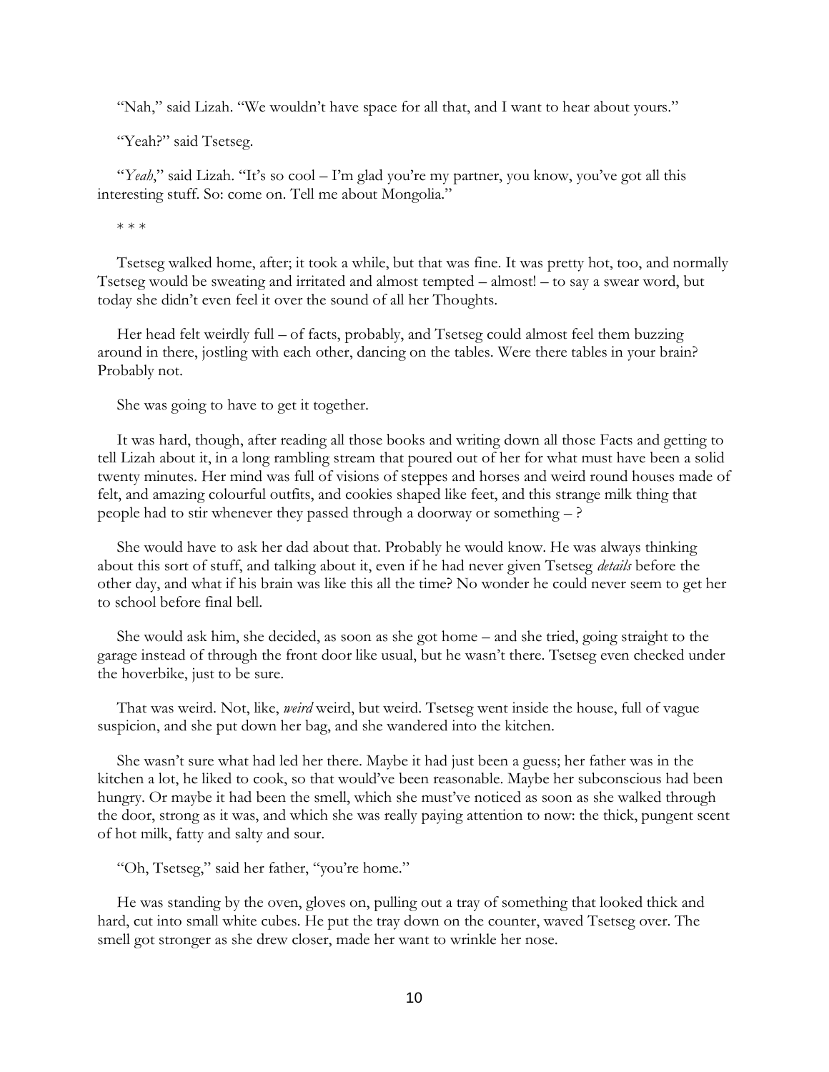"Nah," said Lizah. "We wouldn't have space for all that, and I want to hear about yours."

"Yeah?" said Tsetseg.

"*Yeah*," said Lizah. "It's so cool – I'm glad you're my partner, you know, you've got all this interesting stuff. So: come on. Tell me about Mongolia."

\* \* \*

Tsetseg walked home, after; it took a while, but that was fine. It was pretty hot, too, and normally Tsetseg would be sweating and irritated and almost tempted – almost! – to say a swear word, but today she didn't even feel it over the sound of all her Thoughts.

Her head felt weirdly full – of facts, probably, and Tsetseg could almost feel them buzzing around in there, jostling with each other, dancing on the tables. Were there tables in your brain? Probably not.

She was going to have to get it together.

It was hard, though, after reading all those books and writing down all those Facts and getting to tell Lizah about it, in a long rambling stream that poured out of her for what must have been a solid twenty minutes. Her mind was full of visions of steppes and horses and weird round houses made of felt, and amazing colourful outfits, and cookies shaped like feet, and this strange milk thing that people had to stir whenever they passed through a doorway or something – ?

She would have to ask her dad about that. Probably he would know. He was always thinking about this sort of stuff, and talking about it, even if he had never given Tsetseg *details* before the other day, and what if his brain was like this all the time? No wonder he could never seem to get her to school before final bell.

She would ask him, she decided, as soon as she got home – and she tried, going straight to the garage instead of through the front door like usual, but he wasn't there. Tsetseg even checked under the hoverbike, just to be sure.

That was weird. Not, like, *weird* weird, but weird. Tsetseg went inside the house, full of vague suspicion, and she put down her bag, and she wandered into the kitchen.

She wasn't sure what had led her there. Maybe it had just been a guess; her father was in the kitchen a lot, he liked to cook, so that would've been reasonable. Maybe her subconscious had been hungry. Or maybe it had been the smell, which she must've noticed as soon as she walked through the door, strong as it was, and which she was really paying attention to now: the thick, pungent scent of hot milk, fatty and salty and sour.

"Oh, Tsetseg," said her father, "you're home."

He was standing by the oven, gloves on, pulling out a tray of something that looked thick and hard, cut into small white cubes. He put the tray down on the counter, waved Tsetseg over. The smell got stronger as she drew closer, made her want to wrinkle her nose.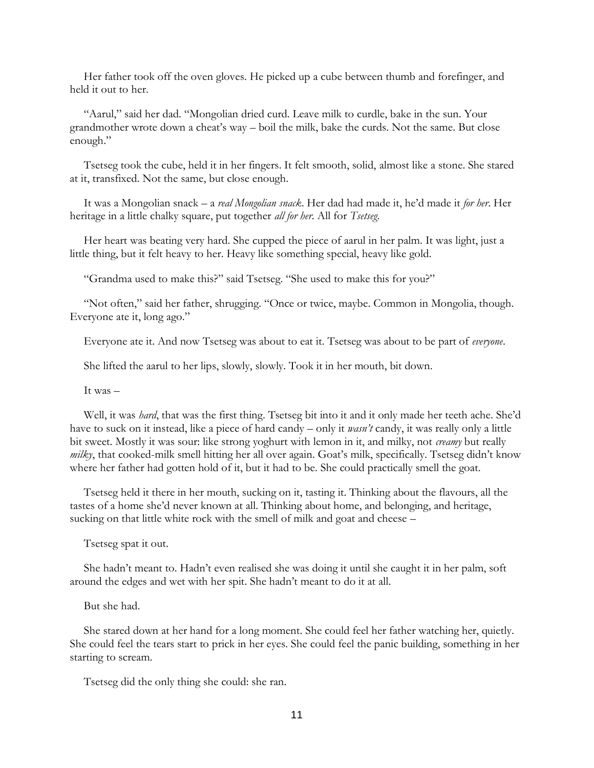Her father took off the oven gloves. He picked up a cube between thumb and forefinger, and held it out to her.

"Aarul," said her dad. "Mongolian dried curd. Leave milk to curdle, bake in the sun. Your grandmother wrote down a cheat's way – boil the milk, bake the curds. Not the same. But close enough."

Tsetseg took the cube, held it in her fingers. It felt smooth, solid, almost like a stone. She stared at it, transfixed. Not the same, but close enough.

It was a Mongolian snack – a *real Mongolian snack*. Her dad had made it, he'd made it *for her*. Her heritage in a little chalky square, put together *all for her*. All for *Tsetseg*.

Her heart was beating very hard. She cupped the piece of aarul in her palm. It was light, just a little thing, but it felt heavy to her. Heavy like something special, heavy like gold.

"Grandma used to make this?" said Tsetseg. "She used to make this for you?"

"Not often," said her father, shrugging. "Once or twice, maybe. Common in Mongolia, though. Everyone ate it, long ago."

Everyone ate it. And now Tsetseg was about to eat it. Tsetseg was about to be part of *everyone*.

She lifted the aarul to her lips, slowly, slowly. Took it in her mouth, bit down.

It was –

Well, it was *hard*, that was the first thing. Tsetseg bit into it and it only made her teeth ache. She'd have to suck on it instead, like a piece of hard candy – only it *wasn't* candy, it was really only a little bit sweet. Mostly it was sour: like strong yoghurt with lemon in it, and milky, not *creamy* but really *milky*, that cooked-milk smell hitting her all over again. Goat's milk, specifically. Tsetseg didn't know where her father had gotten hold of it, but it had to be. She could practically smell the goat.

Tsetseg held it there in her mouth, sucking on it, tasting it. Thinking about the flavours, all the tastes of a home she'd never known at all. Thinking about home, and belonging, and heritage, sucking on that little white rock with the smell of milk and goat and cheese –

Tsetseg spat it out.

She hadn't meant to. Hadn't even realised she was doing it until she caught it in her palm, soft around the edges and wet with her spit. She hadn't meant to do it at all.

But she had.

She stared down at her hand for a long moment. She could feel her father watching her, quietly. She could feel the tears start to prick in her eyes. She could feel the panic building, something in her starting to scream.

Tsetseg did the only thing she could: she ran.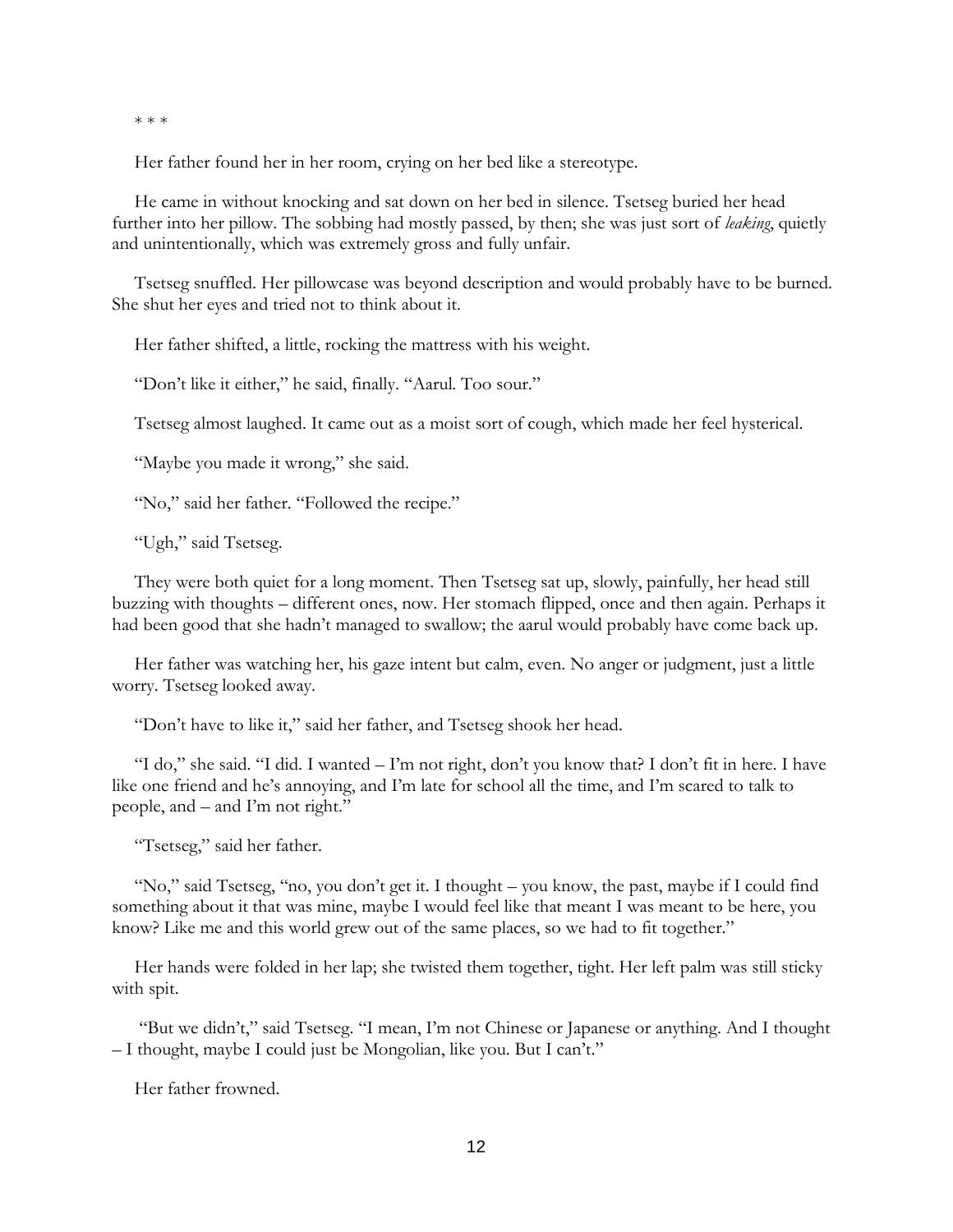* * *

Her father found her in her room, crying on her bed like a stereotype.

He came in without knocking and sat down on her bed in silence. Tsetseg buried her head further into her pillow. The sobbing had mostly passed, by then; she was just sort of *leaking*, quietly and unintentionally, which was extremely gross and fully unfair.

Tsetseg snuffled. Her pillowcase was beyond description and would probably have to be burned. She shut her eyes and tried not to think about it.

Her father shifted, a little, rocking the mattress with his weight.

"Don't like it either," he said, finally. "Aarul. Too sour."

Tsetseg almost laughed. It came out as a moist sort of cough, which made her feel hysterical.

"Maybe you made it wrong," she said.

"No," said her father. "Followed the recipe."

"Ugh," said Tsetseg.

They were both quiet for a long moment. Then Tsetseg sat up, slowly, painfully, her head still buzzing with thoughts – different ones, now. Her stomach flipped, once and then again. Perhaps it had been good that she hadn't managed to swallow; the aarul would probably have come back up.

Her father was watching her, his gaze intent but calm, even. No anger or judgment, just a little worry. Tsetseg looked away.

"Don't have to like it," said her father, and Tsetseg shook her head.

"I do," she said. "I did. I wanted – I'm not right, don't you know that? I don't fit in here. I have like one friend and he's annoying, and I'm late for school all the time, and I'm scared to talk to people, and – and I'm not right."

"Tsetseg," said her father.

"No," said Tsetseg, "no, you don't get it. I thought – you know, the past, maybe if I could find something about it that was mine, maybe I would feel like that meant I was meant to be here, you know? Like me and this world grew out of the same places, so we had to fit together."

Her hands were folded in her lap; she twisted them together, tight. Her left palm was still sticky with spit.

"But we didn't," said Tsetseg. "I mean, I'm not Chinese or Japanese or anything. And I thought – I thought, maybe I could just be Mongolian, like you. But I can't."

Her father frowned.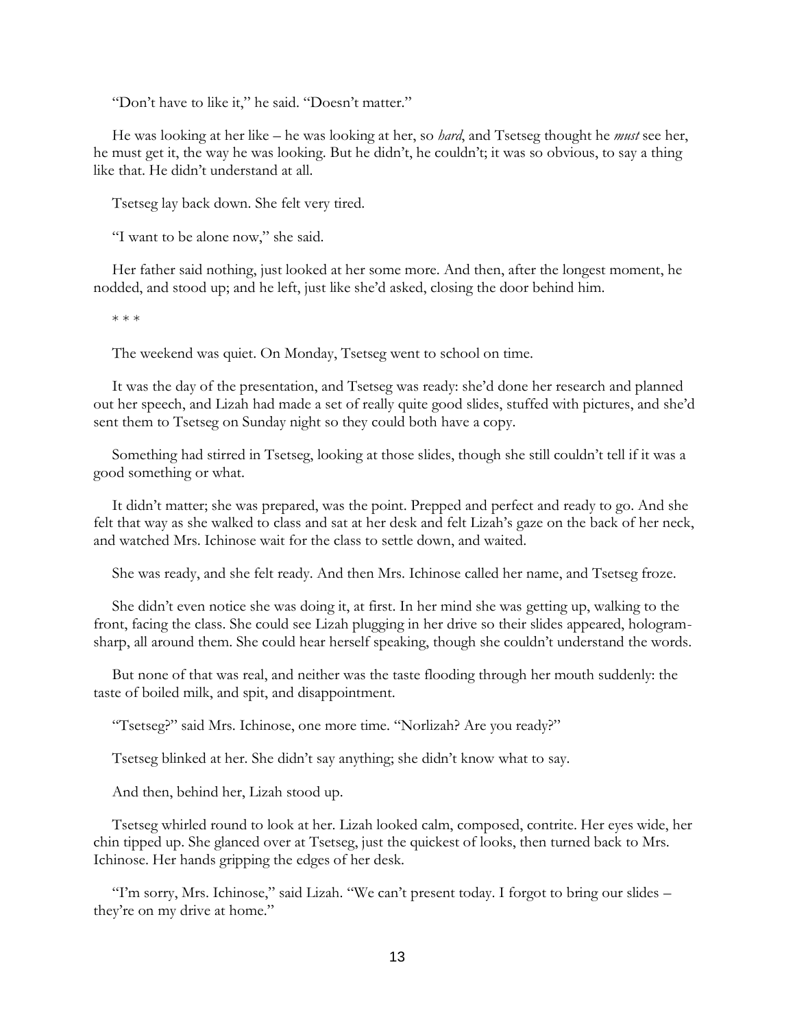"Don't have to like it," he said. "Doesn't matter."

He was looking at her like – he was looking at her, so *hard*, and Tsetseg thought he *must* see her, he must get it, the way he was looking. But he didn't, he couldn't; it was so obvious, to say a thing like that. He didn't understand at all.

Tsetseg lay back down. She felt very tired.

"I want to be alone now," she said.

Her father said nothing, just looked at her some more. And then, after the longest moment, he nodded, and stood up; and he left, just like she'd asked, closing the door behind him.

\* \* \*

The weekend was quiet. On Monday, Tsetseg went to school on time.

It was the day of the presentation, and Tsetseg was ready: she'd done her research and planned out her speech, and Lizah had made a set of really quite good slides, stuffed with pictures, and she'd sent them to Tsetseg on Sunday night so they could both have a copy.

Something had stirred in Tsetseg, looking at those slides, though she still couldn't tell if it was a good something or what.

It didn't matter; she was prepared, was the point. Prepped and perfect and ready to go. And she felt that way as she walked to class and sat at her desk and felt Lizah's gaze on the back of her neck, and watched Mrs. Ichinose wait for the class to settle down, and waited.

She was ready, and she felt ready. And then Mrs. Ichinose called her name, and Tsetseg froze.

She didn't even notice she was doing it, at first. In her mind she was getting up, walking to the front, facing the class. She could see Lizah plugging in her drive so their slides appeared, hologram-sharp, all around them. She could hear herself speaking, though she couldn't understand the words.

But none of that was real, and neither was the taste flooding through her mouth suddenly: the taste of boiled milk, and spit, and disappointment.

"Tsetseg?" said Mrs. Ichinose, one more time. "Norlizah? Are you ready?"

Tsetseg blinked at her. She didn't say anything; she didn't know what to say.

And then, behind her, Lizah stood up.

Tsetseg whirled round to look at her. Lizah looked calm, composed, contrite. Her eyes wide, her chin tipped up. She glanced over at Tsetseg, just the quickest of looks, then turned back to Mrs. Ichinose. Her hands gripping the edges of her desk.

"I'm sorry, Mrs. Ichinose," said Lizah. "We can't present today. I forgot to bring our slides – they're on my drive at home."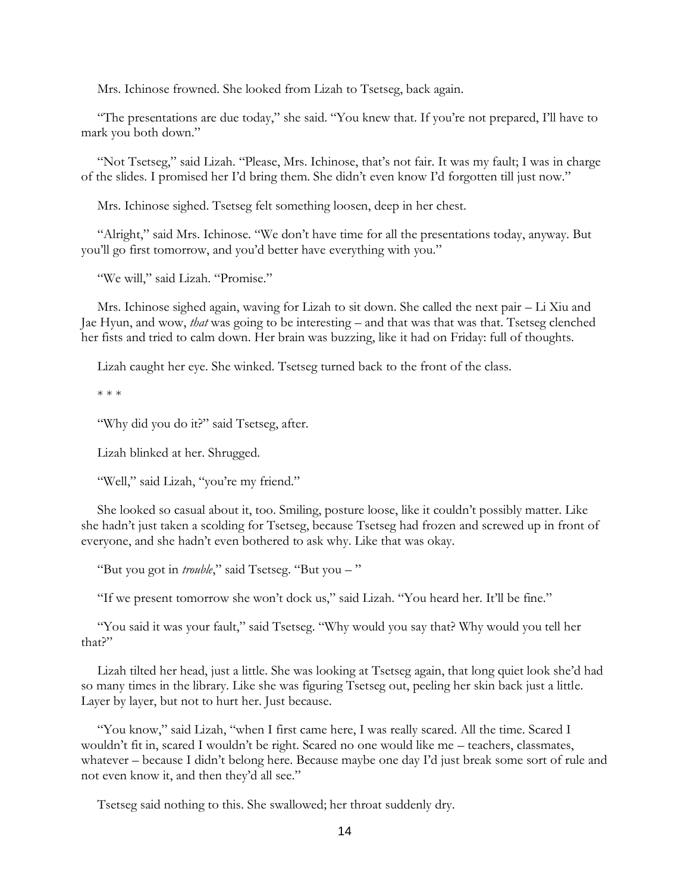Mrs. Ichinose frowned. She looked from Lizah to Tsetseg, back again.

"The presentations are due today," she said. "You knew that. If you're not prepared, I'll have to mark you both down."

"Not Tsetseg," said Lizah. "Please, Mrs. Ichinose, that's not fair. It was my fault; I was in charge of the slides. I promised her I'd bring them. She didn't even know I'd forgotten till just now."

Mrs. Ichinose sighed. Tsetseg felt something loosen, deep in her chest.

"Alright," said Mrs. Ichinose. "We don't have time for all the presentations today, anyway. But you'll go first tomorrow, and you'd better have everything with you."

"We will," said Lizah. "Promise."

Mrs. Ichinose sighed again, waving for Lizah to sit down. She called the next pair – Li Xiu and Jae Hyun, and wow, *that* was going to be interesting – and that was that was that. Tsetseg clenched her fists and tried to calm down. Her brain was buzzing, like it had on Friday: full of thoughts.

Lizah caught her eye. She winked. Tsetseg turned back to the front of the class.

\* \* \*

"Why did you do it?" said Tsetseg, after.

Lizah blinked at her. Shrugged.

"Well," said Lizah, "you're my friend."

She looked so casual about it, too. Smiling, posture loose, like it couldn't possibly matter. Like she hadn't just taken a scolding for Tsetseg, because Tsetseg had frozen and screwed up in front of everyone, and she hadn't even bothered to ask why. Like that was okay.

"But you got in *trouble*," said Tsetseg. "But you – "

"If we present tomorrow she won't dock us," said Lizah. "You heard her. It'll be fine."

"You said it was your fault," said Tsetseg. "Why would you say that? Why would you tell her that?"

Lizah tilted her head, just a little. She was looking at Tsetseg again, that long quiet look she'd had so many times in the library. Like she was figuring Tsetseg out, peeling her skin back just a little. Layer by layer, but not to hurt her. Just because.

"You know," said Lizah, "when I first came here, I was really scared. All the time. Scared I wouldn't fit in, scared I wouldn't be right. Scared no one would like me – teachers, classmates, whatever – because I didn't belong here. Because maybe one day I'd just break some sort of rule and not even know it, and then they'd all see."

Tsetseg said nothing to this. She swallowed; her throat suddenly dry.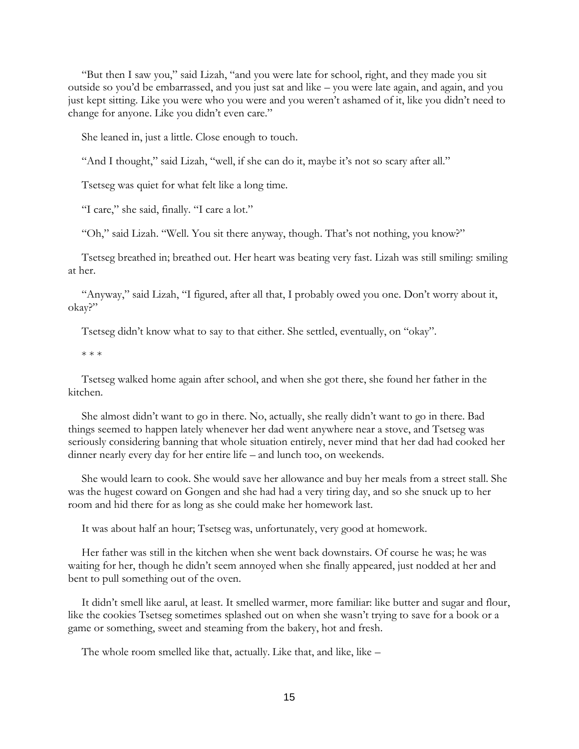"But then I saw you," said Lizah, "and you were late for school, right, and they made you sit outside so you'd be embarrassed, and you just sat and like – you were late again, and again, and you just kept sitting. Like you were who you were and you weren't ashamed of it, like you didn't need to change for anyone. Like you didn't even care."

She leaned in, just a little. Close enough to touch.

"And I thought," said Lizah, "well, if she can do it, maybe it's not so scary after all."

Tsetseg was quiet for what felt like a long time.

"I care," she said, finally. "I care a lot."

"Oh," said Lizah. "Well. You sit there anyway, though. That's not nothing, you know?"

Tsetseg breathed in; breathed out. Her heart was beating very fast. Lizah was still smiling: smiling at her.

"Anyway," said Lizah, "I figured, after all that, I probably owed you one. Don't worry about it, okay?"

Tsetseg didn't know what to say to that either. She settled, eventually, on "okay".

* * *

Tsetseg walked home again after school, and when she got there, she found her father in the kitchen.

She almost didn't want to go in there. No, actually, she really didn't want to go in there. Bad things seemed to happen lately whenever her dad went anywhere near a stove, and Tsetseg was seriously considering banning that whole situation entirely, never mind that her dad had cooked her dinner nearly every day for her entire life – and lunch too, on weekends.

She would learn to cook. She would save her allowance and buy her meals from a street stall. She was the hugest coward on Gongen and she had had a very tiring day, and so she snuck up to her room and hid there for as long as she could make her homework last.

It was about half an hour; Tsetseg was, unfortunately, very good at homework.

Her father was still in the kitchen when she went back downstairs. Of course he was; he was waiting for her, though he didn't seem annoyed when she finally appeared, just nodded at her and bent to pull something out of the oven.

It didn't smell like aarul, at least. It smelled warmer, more familiar: like butter and sugar and flour, like the cookies Tsetseg sometimes splashed out on when she wasn't trying to save for a book or a game or something, sweet and steaming from the bakery, hot and fresh.

The whole room smelled like that, actually. Like that, and like, like –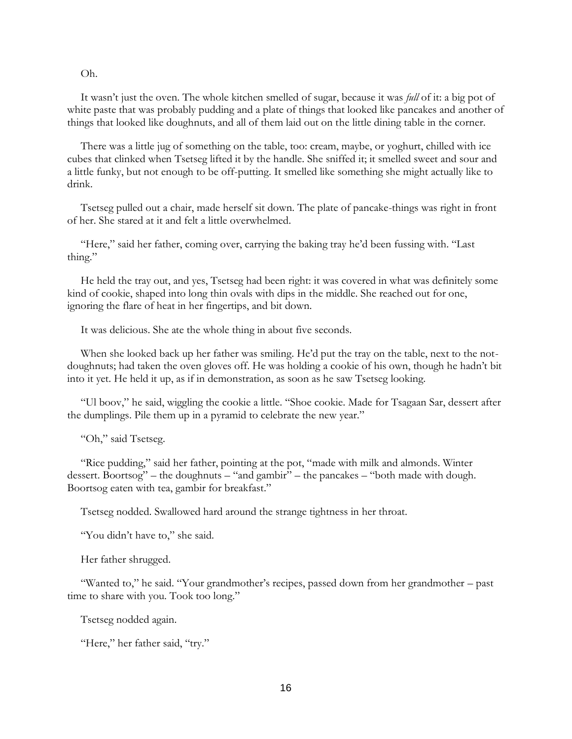Oh.

It wasn't just the oven. The whole kitchen smelled of sugar, because it was *full* of it: a big pot of white paste that was probably pudding and a plate of things that looked like pancakes and another of things that looked like doughnuts, and all of them laid out on the little dining table in the corner.

There was a little jug of something on the table, too: cream, maybe, or yoghurt, chilled with ice cubes that clinked when Tsetseg lifted it by the handle. She sniffed it; it smelled sweet and sour and a little funky, but not enough to be off-putting. It smelled like something she might actually like to drink.

Tsetseg pulled out a chair, made herself sit down. The plate of pancake-things was right in front of her. She stared at it and felt a little overwhelmed.

"Here," said her father, coming over, carrying the baking tray he'd been fussing with. "Last thing."

He held the tray out, and yes, Tsetseg had been right: it was covered in what was definitely some kind of cookie, shaped into long thin ovals with dips in the middle. She reached out for one, ignoring the flare of heat in her fingertips, and bit down.

It was delicious. She ate the whole thing in about five seconds.

When she looked back up her father was smiling. He'd put the tray on the table, next to the not-doughnuts; had taken the oven gloves off. He was holding a cookie of his own, though he hadn't bit into it yet. He held it up, as if in demonstration, as soon as he saw Tsetseg looking.

"Ul boov," he said, wiggling the cookie a little. "Shoe cookie. Made for Tsagaan Sar, dessert after the dumplings. Pile them up in a pyramid to celebrate the new year."

"Oh," said Tsetseg.

"Rice pudding," said her father, pointing at the pot, "made with milk and almonds. Winter dessert. Boortsog" – the doughnuts – "and gambir" – the pancakes – "both made with dough. Boortsog eaten with tea, gambir for breakfast."

Tsetseg nodded. Swallowed hard around the strange tightness in her throat.

"You didn't have to," she said.

Her father shrugged.

"Wanted to," he said. "Your grandmother's recipes, passed down from her grandmother – past time to share with you. Took too long."

Tsetseg nodded again.

"Here," her father said, "try."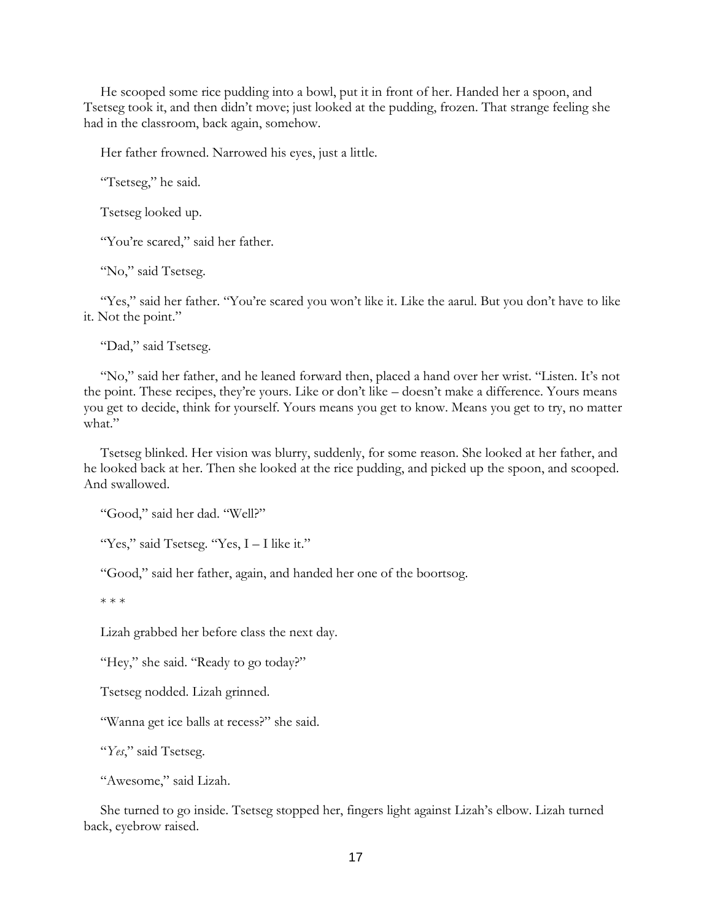He scooped some rice pudding into a bowl, put it in front of her. Handed her a spoon, and Tsetseg took it, and then didn't move; just looked at the pudding, frozen. That strange feeling she had in the classroom, back again, somehow.

Her father frowned. Narrowed his eyes, just a little.

"Tsetseg," he said.

Tsetseg looked up.

"You're scared," said her father.

"No," said Tsetseg.

"Yes," said her father. "You're scared you won't like it. Like the aarul. But you don't have to like it. Not the point."

"Dad," said Tsetseg.

"No," said her father, and he leaned forward then, placed a hand over her wrist. "Listen. It's not the point. These recipes, they're yours. Like or don't like – doesn't make a difference. Yours means you get to decide, think for yourself. Yours means you get to know. Means you get to try, no matter what."

Tsetseg blinked. Her vision was blurry, suddenly, for some reason. She looked at her father, and he looked back at her. Then she looked at the rice pudding, and picked up the spoon, and scooped. And swallowed.

"Good," said her dad. "Well?"

"Yes," said Tsetseg. "Yes, I – I like it."

"Good," said her father, again, and handed her one of the boortsog.

* * *

Lizah grabbed her before class the next day.

"Hey," she said. "Ready to go today?"

Tsetseg nodded. Lizah grinned.

"Wanna get ice balls at recess?" she said.

"*Yes*," said Tsetseg.

"Awesome," said Lizah.

She turned to go inside. Tsetseg stopped her, fingers light against Lizah's elbow. Lizah turned back, eyebrow raised.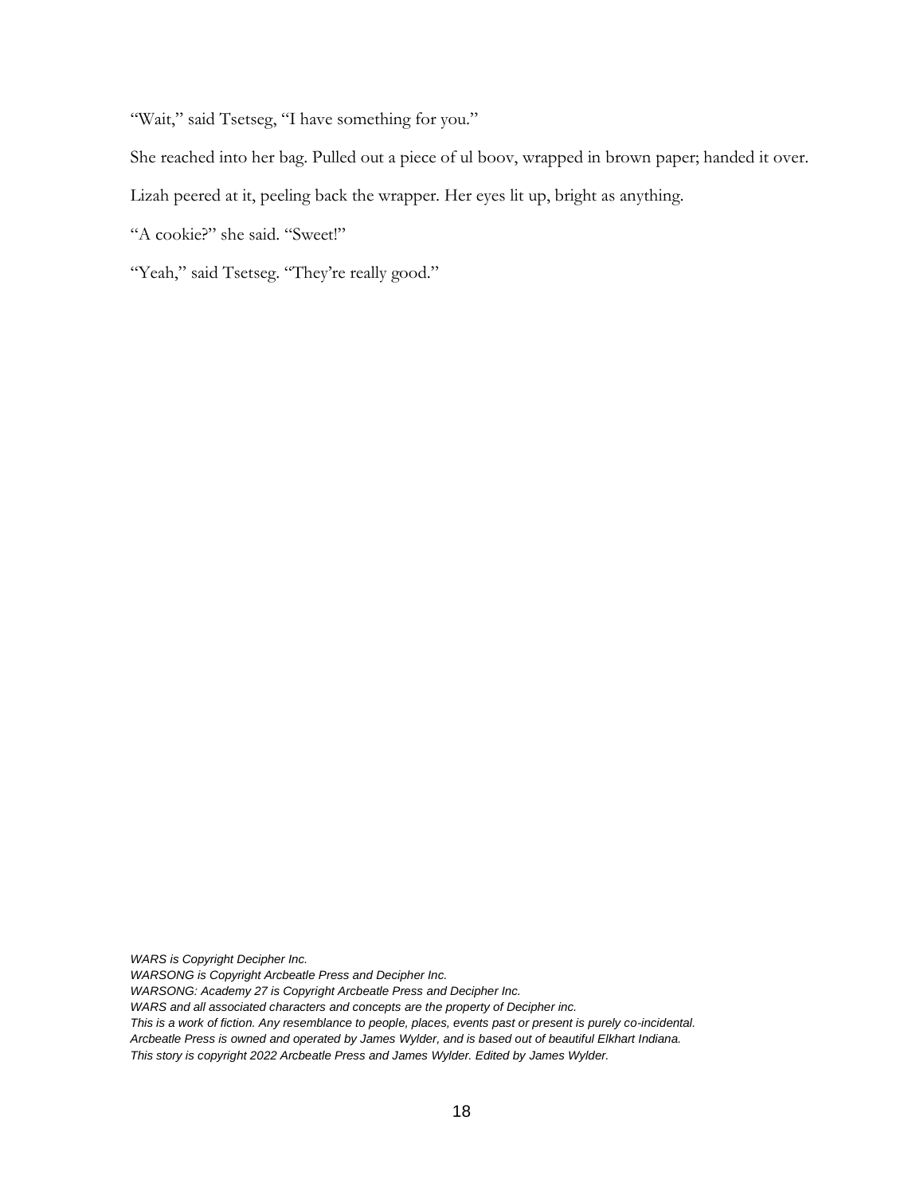"Wait," said Tsetseg, "I have something for you."

She reached into her bag. Pulled out a piece of ul boov, wrapped in brown paper; handed it over.

Lizah peered at it, peeling back the wrapper. Her eyes lit up, bright as anything.

"A cookie?" she said. "Sweet!"

"Yeah," said Tsetseg. "They're really good."

*WARS is Copyright Decipher Inc.*
*WARSONG is Copyright Arcbeatle Press and Decipher Inc.*
*WARSONG: Academy 27 is Copyright Arcbeatle Press and Decipher Inc.*
*WARS and all associated characters and concepts are the property of Decipher inc.*
*This is a work of fiction. Any resemblance to people, places, events past or present is purely co-incidental.*
*Arcbeatle Press is owned and operated by James Wylder, and is based out of beautiful Elkhart Indiana.*
*This story is copyright 2022 Arcbeatle Press and James Wylder. Edited by James Wylder.*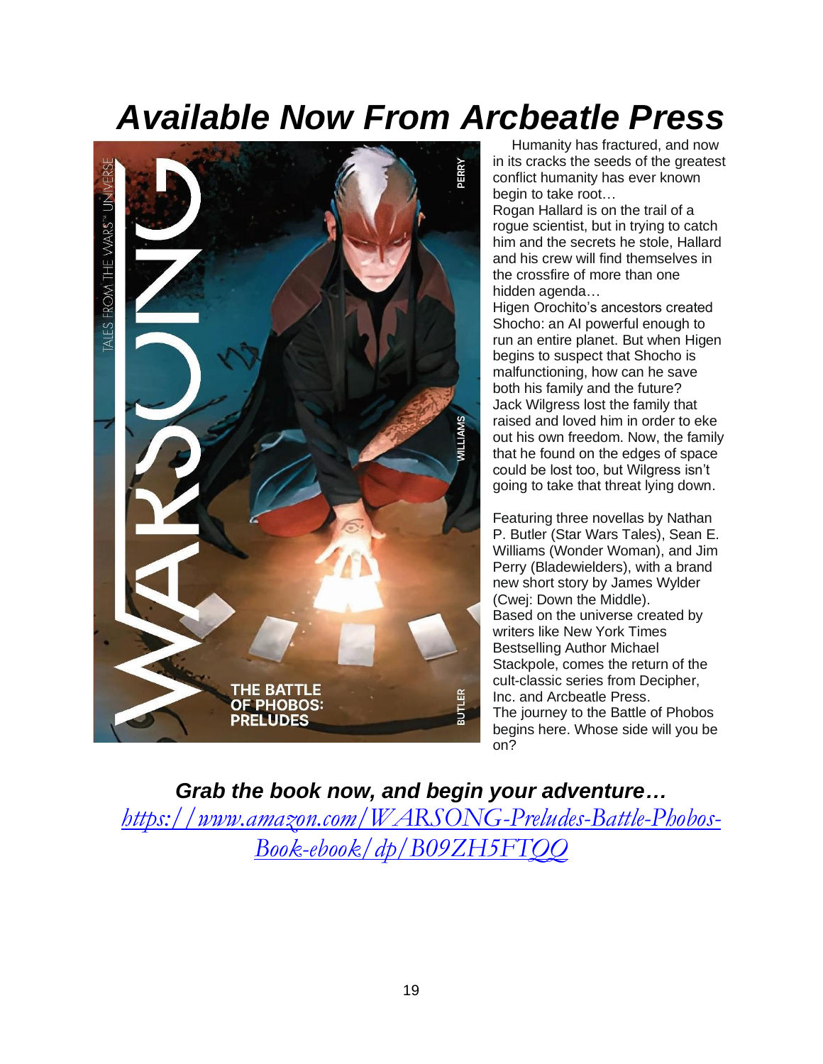# *Available Now From Arcbeatle Press*

Humanity has fractured, and now in its cracks the seeds of the greatest conflict humanity has ever known begin to take root…

Rogan Hallard is on the trail of a rogue scientist, but in trying to catch him and the secrets he stole, Hallard and his crew will find themselves in the crossfire of more than one hidden agenda…

Higen Orochito's ancestors created Shocho: an AI powerful enough to run an entire planet. But when Higen begins to suspect that Shocho is malfunctioning, how can he save both his family and the future?

Jack Wilgress lost the family that raised and loved him in order to eke out his own freedom. Now, the family that he found on the edges of space could be lost too, but Wilgress isn't going to take that threat lying down.

Featuring three novellas by Nathan P. Butler (Star Wars Tales), Sean E. Williams (Wonder Woman), and Jim Perry (Bladewielders), with a brand new short story by James Wylder (Cwej: Down the Middle).

Based on the universe created by writers like New York Times Bestselling Author Michael Stackpole, comes the return of the cult-classic series from Decipher, Inc. and Arcbeatle Press.

The journey to the Battle of Phobos begins here. Whose side will you be on?

***Grab the book now, and begin your adventure…***

[https://www.amazon.com/WARSONG-Preludes-Battle-Phobos-Book-ebook/dp/B09ZH5FTQQ](https://www.amazon.com/WARSONG-Preludes-Battle-Phobos-Book-ebook/dp/B09ZH5FTQQ)